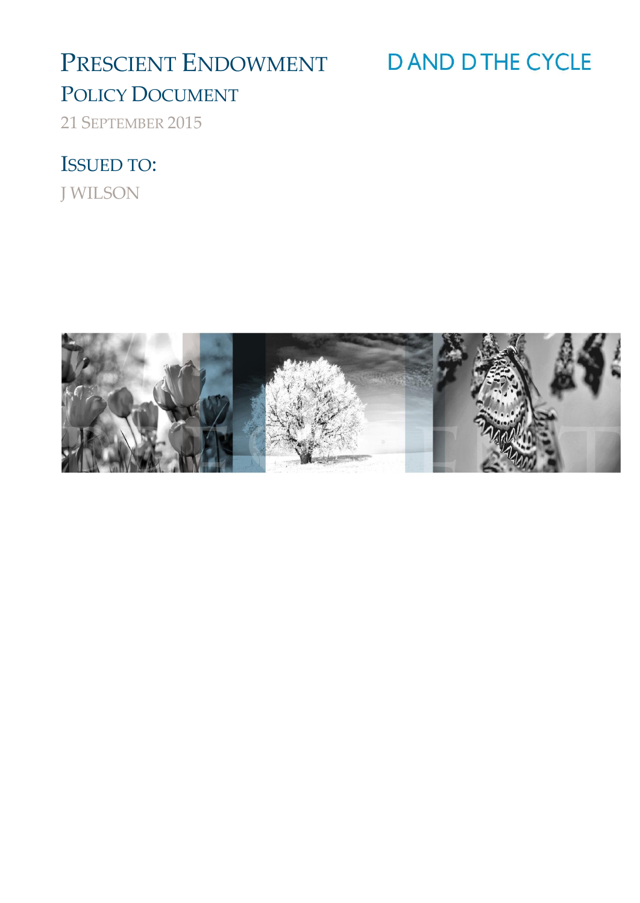# Prescient Endowment

## Policy Document

21 September 2015

D AND D THE CYCLE

## Issued to:

J WILSON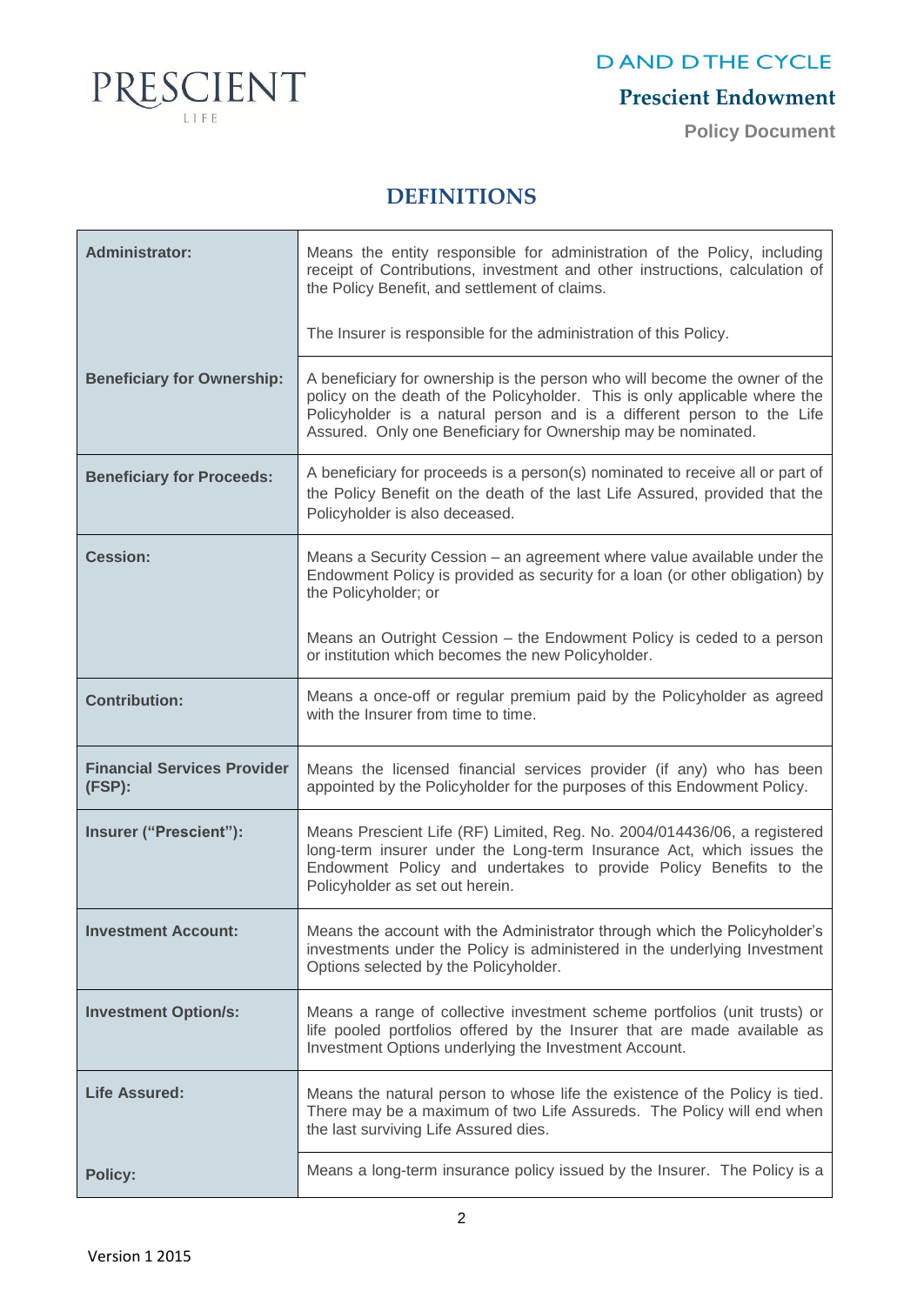# DEFINITIONS

| | |
|---|---|
| **Administrator:** | Means the entity responsible for administration of the Policy, including receipt of Contributions, investment and other instructions, calculation of the Policy Benefit, and settlement of claims.<br><br>The Insurer is responsible for the administration of this Policy. |
| **Beneficiary for Ownership:** | A beneficiary for ownership is the person who will become the owner of the policy on the death of the Policyholder. This is only applicable where the Policyholder is a natural person and is a different person to the Life Assured. Only one Beneficiary for Ownership may be nominated. |
| **Beneficiary for Proceeds:** | A beneficiary for proceeds is a person(s) nominated to receive all or part of the Policy Benefit on the death of the last Life Assured, provided that the Policyholder is also deceased. |
| **Cession:** | Means a Security Cession – an agreement where value available under the Endowment Policy is provided as security for a loan (or other obligation) by the Policyholder; or<br><br>Means an Outright Cession – the Endowment Policy is ceded to a person or institution which becomes the new Policyholder. |
| **Contribution:** | Means a once-off or regular premium paid by the Policyholder as agreed with the Insurer from time to time. |
| **Financial Services Provider (FSP):** | Means the licensed financial services provider (if any) who has been appointed by the Policyholder for the purposes of this Endowment Policy. |
| **Insurer ("Prescient"):** | Means Prescient Life (RF) Limited, Reg. No. 2004/014436/06, a registered long-term insurer under the Long-term Insurance Act, which issues the Endowment Policy and undertakes to provide Policy Benefits to the Policyholder as set out herein. |
| **Investment Account:** | Means the account with the Administrator through which the Policyholder's investments under the Policy is administered in the underlying Investment Options selected by the Policyholder. |
| **Investment Option/s:** | Means a range of collective investment scheme portfolios (unit trusts) or life pooled portfolios offered by the Insurer that are made available as Investment Options underlying the Investment Account. |
| **Life Assured:** | Means the natural person to whose life the existence of the Policy is tied. There may be a maximum of two Life Assureds. The Policy will end when the last surviving Life Assured dies. |
| **Policy:** | Means a long-term insurance policy issued by the Insurer. The Policy is a |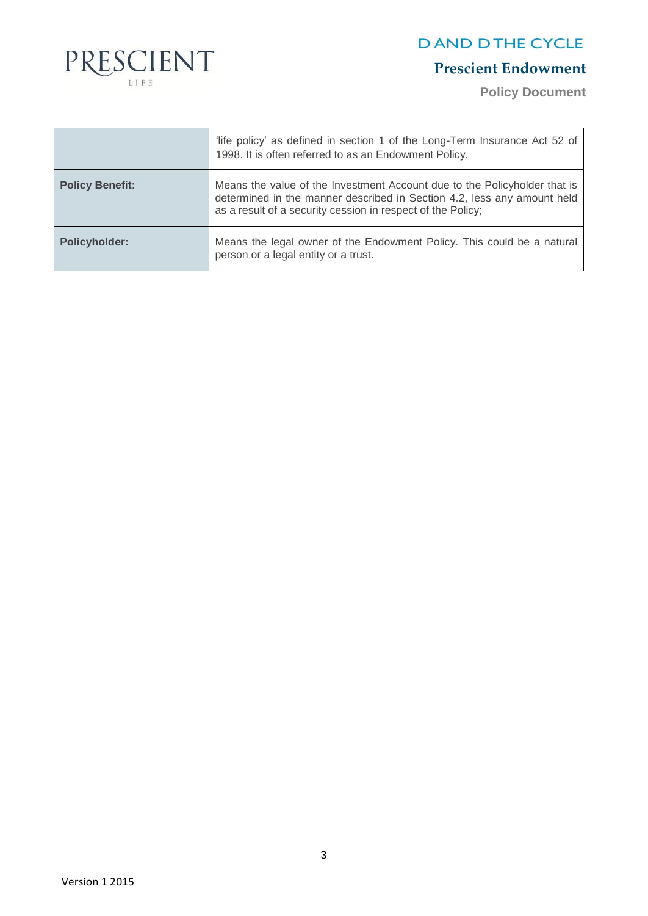| | |
|---|---|
| | 'life policy' as defined in section 1 of the Long-Term Insurance Act 52 of 1998. It is often referred to as an Endowment Policy. |
| **Policy Benefit:** | Means the value of the Investment Account due to the Policyholder that is determined in the manner described in Section 4.2, less any amount held as a result of a security cession in respect of the Policy; |
| **Policyholder:** | Means the legal owner of the Endowment Policy. This could be a natural person or a legal entity or a trust. |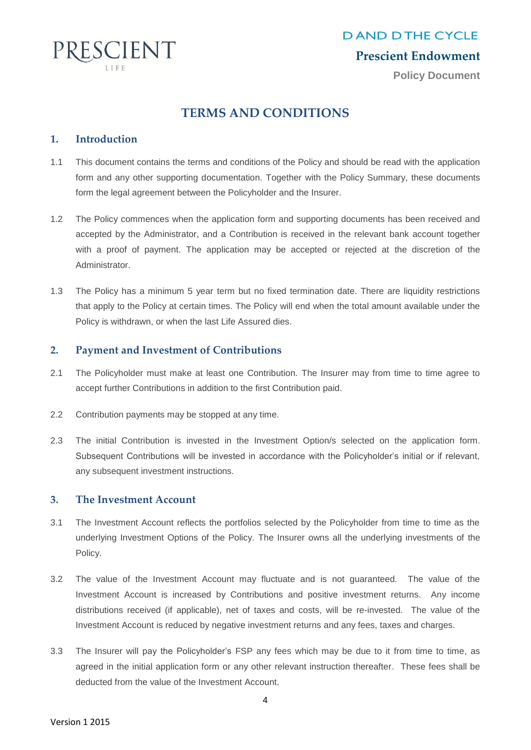# TERMS AND CONDITIONS

## 1. Introduction

1.1 This document contains the terms and conditions of the Policy and should be read with the application form and any other supporting documentation. Together with the Policy Summary, these documents form the legal agreement between the Policyholder and the Insurer.

1.2 The Policy commences when the application form and supporting documents has been received and accepted by the Administrator, and a Contribution is received in the relevant bank account together with a proof of payment. The application may be accepted or rejected at the discretion of the Administrator.

1.3 The Policy has a minimum 5 year term but no fixed termination date. There are liquidity restrictions that apply to the Policy at certain times. The Policy will end when the total amount available under the Policy is withdrawn, or when the last Life Assured dies.

## 2. Payment and Investment of Contributions

2.1 The Policyholder must make at least one Contribution. The Insurer may from time to time agree to accept further Contributions in addition to the first Contribution paid.

2.2 Contribution payments may be stopped at any time.

2.3 The initial Contribution is invested in the Investment Option/s selected on the application form. Subsequent Contributions will be invested in accordance with the Policyholder's initial or if relevant, any subsequent investment instructions.

## 3. The Investment Account

3.1 The Investment Account reflects the portfolios selected by the Policyholder from time to time as the underlying Investment Options of the Policy. The Insurer owns all the underlying investments of the Policy.

3.2 The value of the Investment Account may fluctuate and is not guaranteed. The value of the Investment Account is increased by Contributions and positive investment returns. Any income distributions received (if applicable), net of taxes and costs, will be re-invested. The value of the Investment Account is reduced by negative investment returns and any fees, taxes and charges.

3.3 The Insurer will pay the Policyholder's FSP any fees which may be due to it from time to time, as agreed in the initial application form or any other relevant instruction thereafter. These fees shall be deducted from the value of the Investment Account.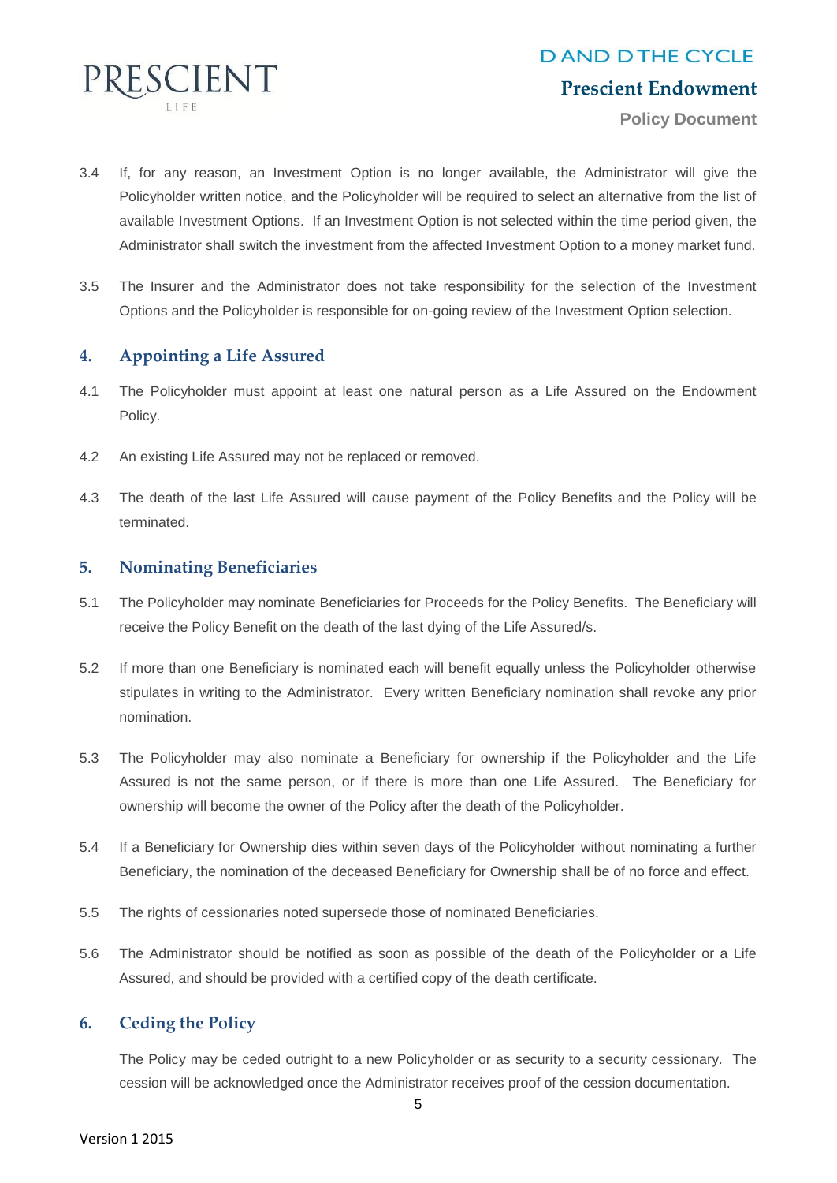3.4 If, for any reason, an Investment Option is no longer available, the Administrator will give the Policyholder written notice, and the Policyholder will be required to select an alternative from the list of available Investment Options. If an Investment Option is not selected within the time period given, the Administrator shall switch the investment from the affected Investment Option to a money market fund.

3.5 The Insurer and the Administrator does not take responsibility for the selection of the Investment Options and the Policyholder is responsible for on-going review of the Investment Option selection.

## 4. Appointing a Life Assured

4.1 The Policyholder must appoint at least one natural person as a Life Assured on the Endowment Policy.

4.2 An existing Life Assured may not be replaced or removed.

4.3 The death of the last Life Assured will cause payment of the Policy Benefits and the Policy will be terminated.

## 5. Nominating Beneficiaries

5.1 The Policyholder may nominate Beneficiaries for Proceeds for the Policy Benefits. The Beneficiary will receive the Policy Benefit on the death of the last dying of the Life Assured/s.

5.2 If more than one Beneficiary is nominated each will benefit equally unless the Policyholder otherwise stipulates in writing to the Administrator. Every written Beneficiary nomination shall revoke any prior nomination.

5.3 The Policyholder may also nominate a Beneficiary for ownership if the Policyholder and the Life Assured is not the same person, or if there is more than one Life Assured. The Beneficiary for ownership will become the owner of the Policy after the death of the Policyholder.

5.4 If a Beneficiary for Ownership dies within seven days of the Policyholder without nominating a further Beneficiary, the nomination of the deceased Beneficiary for Ownership shall be of no force and effect.

5.5 The rights of cessionaries noted supersede those of nominated Beneficiaries.

5.6 The Administrator should be notified as soon as possible of the death of the Policyholder or a Life Assured, and should be provided with a certified copy of the death certificate.

## 6. Ceding the Policy

The Policy may be ceded outright to a new Policyholder or as security to a security cessionary. The cession will be acknowledged once the Administrator receives proof of the cession documentation.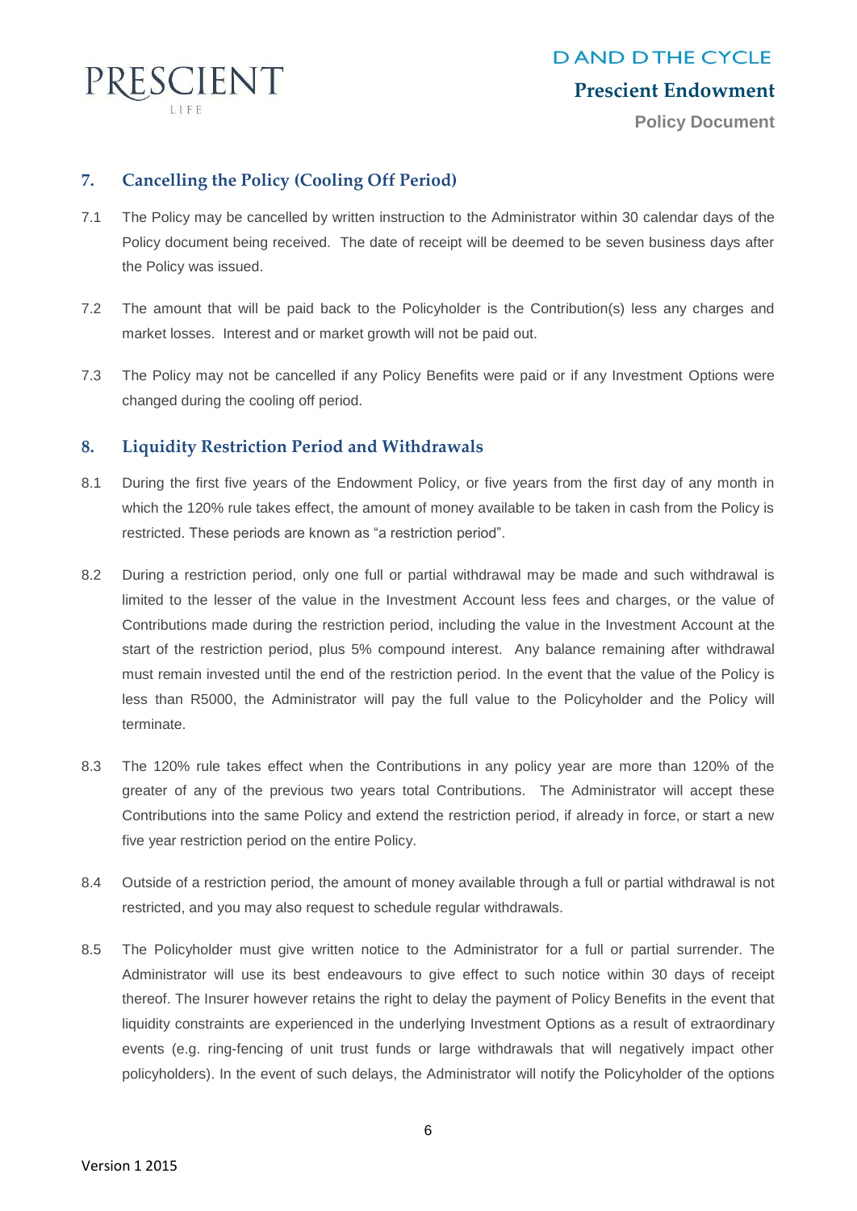## 7. Cancelling the Policy (Cooling Off Period)

7.1 The Policy may be cancelled by written instruction to the Administrator within 30 calendar days of the Policy document being received. The date of receipt will be deemed to be seven business days after the Policy was issued.

7.2 The amount that will be paid back to the Policyholder is the Contribution(s) less any charges and market losses. Interest and or market growth will not be paid out.

7.3 The Policy may not be cancelled if any Policy Benefits were paid or if any Investment Options were changed during the cooling off period.

## 8. Liquidity Restriction Period and Withdrawals

8.1 During the first five years of the Endowment Policy, or five years from the first day of any month in which the 120% rule takes effect, the amount of money available to be taken in cash from the Policy is restricted. These periods are known as "a restriction period".

8.2 During a restriction period, only one full or partial withdrawal may be made and such withdrawal is limited to the lesser of the value in the Investment Account less fees and charges, or the value of Contributions made during the restriction period, including the value in the Investment Account at the start of the restriction period, plus 5% compound interest. Any balance remaining after withdrawal must remain invested until the end of the restriction period. In the event that the value of the Policy is less than R5000, the Administrator will pay the full value to the Policyholder and the Policy will terminate.

8.3 The 120% rule takes effect when the Contributions in any policy year are more than 120% of the greater of any of the previous two years total Contributions. The Administrator will accept these Contributions into the same Policy and extend the restriction period, if already in force, or start a new five year restriction period on the entire Policy.

8.4 Outside of a restriction period, the amount of money available through a full or partial withdrawal is not restricted, and you may also request to schedule regular withdrawals.

8.5 The Policyholder must give written notice to the Administrator for a full or partial surrender. The Administrator will use its best endeavours to give effect to such notice within 30 days of receipt thereof. The Insurer however retains the right to delay the payment of Policy Benefits in the event that liquidity constraints are experienced in the underlying Investment Options as a result of extraordinary events (e.g. ring-fencing of unit trust funds or large withdrawals that will negatively impact other policyholders). In the event of such delays, the Administrator will notify the Policyholder of the options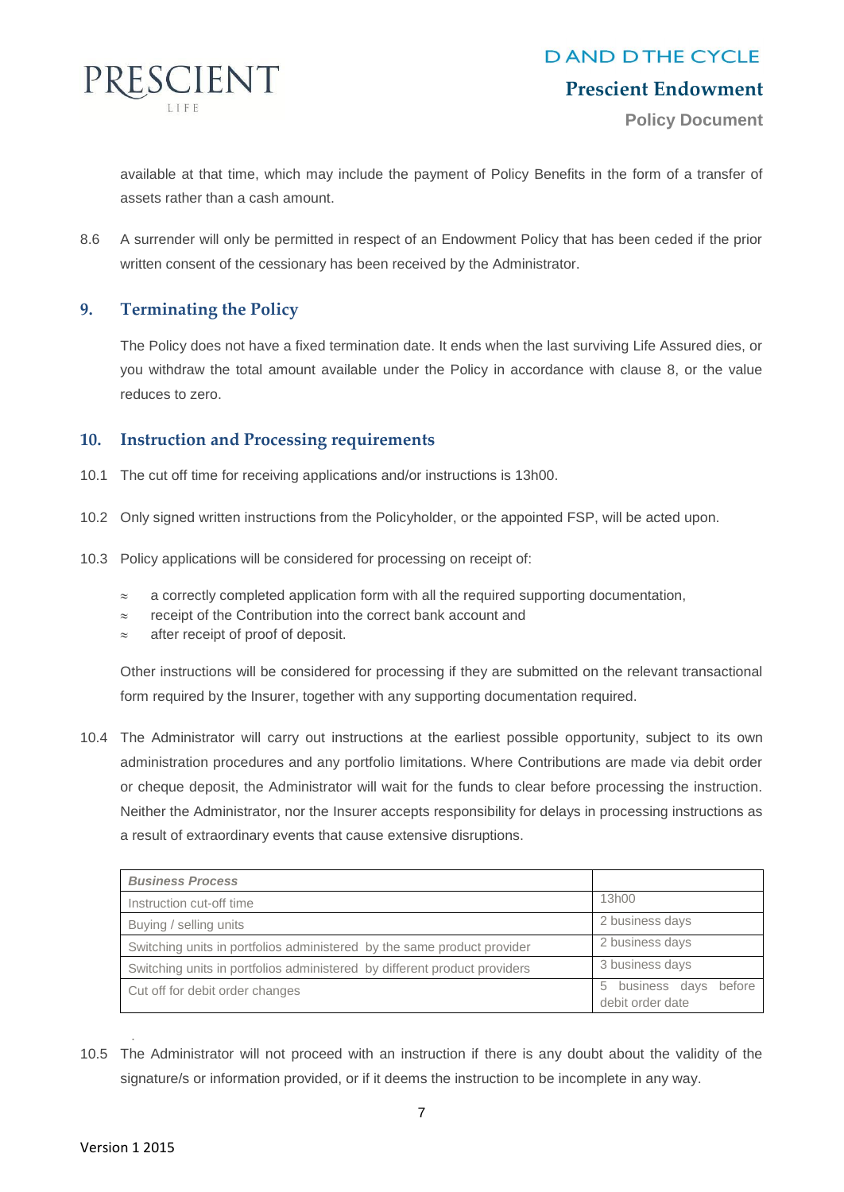available at that time, which may include the payment of Policy Benefits in the form of a transfer of assets rather than a cash amount.

8.6 A surrender will only be permitted in respect of an Endowment Policy that has been ceded if the prior written consent of the cessionary has been received by the Administrator.

## 9. Terminating the Policy

The Policy does not have a fixed termination date. It ends when the last surviving Life Assured dies, or you withdraw the total amount available under the Policy in accordance with clause 8, or the value reduces to zero.

## 10. Instruction and Processing requirements

10.1 The cut off time for receiving applications and/or instructions is 13h00.

10.2 Only signed written instructions from the Policyholder, or the appointed FSP, will be acted upon.

10.3 Policy applications will be considered for processing on receipt of:

- a correctly completed application form with all the required supporting documentation,
- receipt of the Contribution into the correct bank account and
- after receipt of proof of deposit.

Other instructions will be considered for processing if they are submitted on the relevant transactional form required by the Insurer, together with any supporting documentation required.

10.4 The Administrator will carry out instructions at the earliest possible opportunity, subject to its own administration procedures and any portfolio limitations. Where Contributions are made via debit order or cheque deposit, the Administrator will wait for the funds to clear before processing the instruction. Neither the Administrator, nor the Insurer accepts responsibility for delays in processing instructions as a result of extraordinary events that cause extensive disruptions.

| *Business Process* | |
|---|---|
| Instruction cut-off time | 13h00 |
| Buying / selling units | 2 business days |
| Switching units in portfolios administered by the same product provider | 2 business days |
| Switching units in portfolios administered by different product providers | 3 business days |
| Cut off for debit order changes | 5 business days before debit order date |

10.5 The Administrator will not proceed with an instruction if there is any doubt about the validity of the signature/s or information provided, or if it deems the instruction to be incomplete in any way.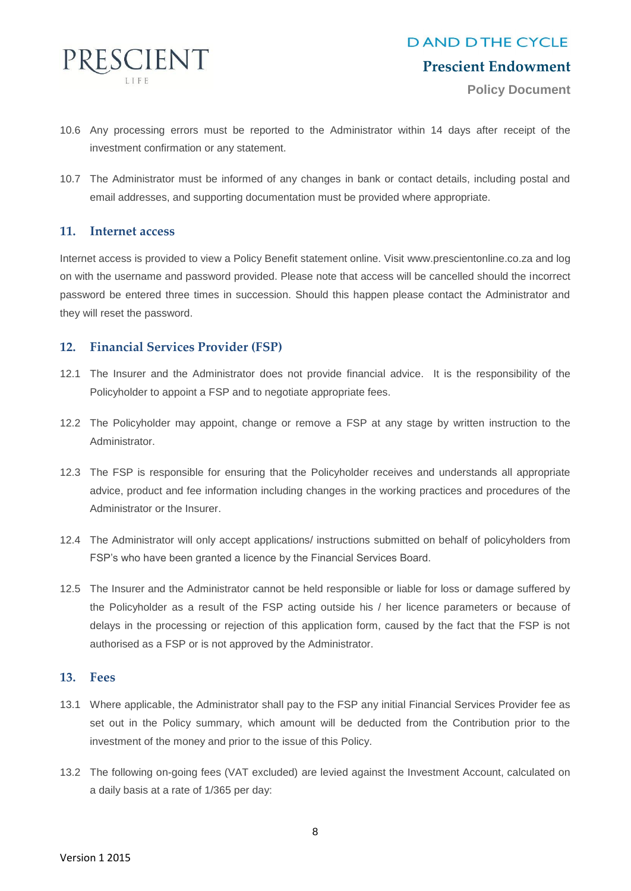10.6 Any processing errors must be reported to the Administrator within 14 days after receipt of the investment confirmation or any statement.

10.7 The Administrator must be informed of any changes in bank or contact details, including postal and email addresses, and supporting documentation must be provided where appropriate.

## 11. Internet access

Internet access is provided to view a Policy Benefit statement online. Visit www.prescientonline.co.za and log on with the username and password provided. Please note that access will be cancelled should the incorrect password be entered three times in succession. Should this happen please contact the Administrator and they will reset the password.

## 12. Financial Services Provider (FSP)

12.1 The Insurer and the Administrator does not provide financial advice. It is the responsibility of the Policyholder to appoint a FSP and to negotiate appropriate fees.

12.2 The Policyholder may appoint, change or remove a FSP at any stage by written instruction to the Administrator.

12.3 The FSP is responsible for ensuring that the Policyholder receives and understands all appropriate advice, product and fee information including changes in the working practices and procedures of the Administrator or the Insurer.

12.4 The Administrator will only accept applications/ instructions submitted on behalf of policyholders from FSP's who have been granted a licence by the Financial Services Board.

12.5 The Insurer and the Administrator cannot be held responsible or liable for loss or damage suffered by the Policyholder as a result of the FSP acting outside his / her licence parameters or because of delays in the processing or rejection of this application form, caused by the fact that the FSP is not authorised as a FSP or is not approved by the Administrator.

## 13. Fees

13.1 Where applicable, the Administrator shall pay to the FSP any initial Financial Services Provider fee as set out in the Policy summary, which amount will be deducted from the Contribution prior to the investment of the money and prior to the issue of this Policy.

13.2 The following on-going fees (VAT excluded) are levied against the Investment Account, calculated on a daily basis at a rate of 1/365 per day: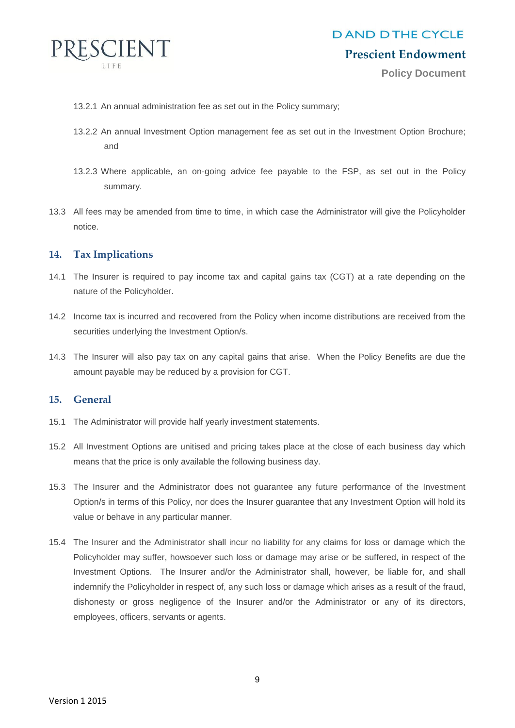13.2.1 An annual administration fee as set out in the Policy summary;

13.2.2 An annual Investment Option management fee as set out in the Investment Option Brochure; and

13.2.3 Where applicable, an on-going advice fee payable to the FSP, as set out in the Policy summary.

13.3 All fees may be amended from time to time, in which case the Administrator will give the Policyholder notice.

## 14. Tax Implications

14.1 The Insurer is required to pay income tax and capital gains tax (CGT) at a rate depending on the nature of the Policyholder.

14.2 Income tax is incurred and recovered from the Policy when income distributions are received from the securities underlying the Investment Option/s.

14.3 The Insurer will also pay tax on any capital gains that arise. When the Policy Benefits are due the amount payable may be reduced by a provision for CGT.

## 15. General

15.1 The Administrator will provide half yearly investment statements.

15.2 All Investment Options are unitised and pricing takes place at the close of each business day which means that the price is only available the following business day.

15.3 The Insurer and the Administrator does not guarantee any future performance of the Investment Option/s in terms of this Policy, nor does the Insurer guarantee that any Investment Option will hold its value or behave in any particular manner.

15.4 The Insurer and the Administrator shall incur no liability for any claims for loss or damage which the Policyholder may suffer, howsoever such loss or damage may arise or be suffered, in respect of the Investment Options. The Insurer and/or the Administrator shall, however, be liable for, and shall indemnify the Policyholder in respect of, any such loss or damage which arises as a result of the fraud, dishonesty or gross negligence of the Insurer and/or the Administrator or any of its directors, employees, officers, servants or agents.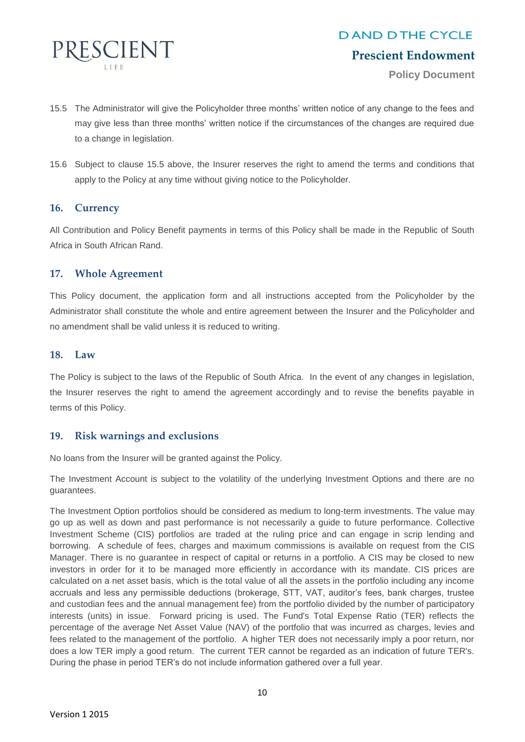15.5 The Administrator will give the Policyholder three months' written notice of any change to the fees and may give less than three months' written notice if the circumstances of the changes are required due to a change in legislation.

15.6 Subject to clause 15.5 above, the Insurer reserves the right to amend the terms and conditions that apply to the Policy at any time without giving notice to the Policyholder.

## 16. Currency

All Contribution and Policy Benefit payments in terms of this Policy shall be made in the Republic of South Africa in South African Rand.

## 17. Whole Agreement

This Policy document, the application form and all instructions accepted from the Policyholder by the Administrator shall constitute the whole and entire agreement between the Insurer and the Policyholder and no amendment shall be valid unless it is reduced to writing.

## 18. Law

The Policy is subject to the laws of the Republic of South Africa. In the event of any changes in legislation, the Insurer reserves the right to amend the agreement accordingly and to revise the benefits payable in terms of this Policy.

## 19. Risk warnings and exclusions

No loans from the Insurer will be granted against the Policy.

The Investment Account is subject to the volatility of the underlying Investment Options and there are no guarantees.

The Investment Option portfolios should be considered as medium to long-term investments. The value may go up as well as down and past performance is not necessarily a guide to future performance. Collective Investment Scheme (CIS) portfolios are traded at the ruling price and can engage in scrip lending and borrowing. A schedule of fees, charges and maximum commissions is available on request from the CIS Manager. There is no guarantee in respect of capital or returns in a portfolio. A CIS may be closed to new investors in order for it to be managed more efficiently in accordance with its mandate. CIS prices are calculated on a net asset basis, which is the total value of all the assets in the portfolio including any income accruals and less any permissible deductions (brokerage, STT, VAT, auditor's fees, bank charges, trustee and custodian fees and the annual management fee) from the portfolio divided by the number of participatory interests (units) in issue. Forward pricing is used. The Fund's Total Expense Ratio (TER) reflects the percentage of the average Net Asset Value (NAV) of the portfolio that was incurred as charges, levies and fees related to the management of the portfolio. A higher TER does not necessarily imply a poor return, nor does a low TER imply a good return. The current TER cannot be regarded as an indication of future TER's. During the phase in period TER's do not include information gathered over a full year.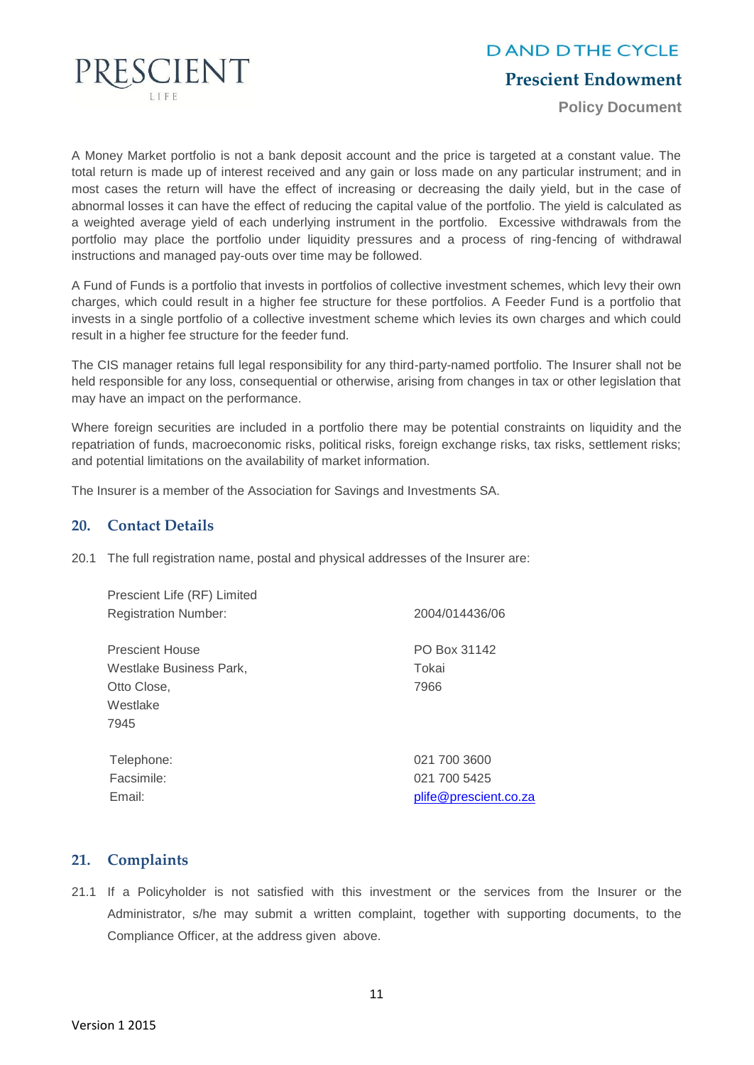A Money Market portfolio is not a bank deposit account and the price is targeted at a constant value. The total return is made up of interest received and any gain or loss made on any particular instrument; and in most cases the return will have the effect of increasing or decreasing the daily yield, but in the case of abnormal losses it can have the effect of reducing the capital value of the portfolio. The yield is calculated as a weighted average yield of each underlying instrument in the portfolio. Excessive withdrawals from the portfolio may place the portfolio under liquidity pressures and a process of ring-fencing of withdrawal instructions and managed pay-outs over time may be followed.

A Fund of Funds is a portfolio that invests in portfolios of collective investment schemes, which levy their own charges, which could result in a higher fee structure for these portfolios. A Feeder Fund is a portfolio that invests in a single portfolio of a collective investment scheme which levies its own charges and which could result in a higher fee structure for the feeder fund.

The CIS manager retains full legal responsibility for any third-party-named portfolio. The Insurer shall not be held responsible for any loss, consequential or otherwise, arising from changes in tax or other legislation that may have an impact on the performance.

Where foreign securities are included in a portfolio there may be potential constraints on liquidity and the repatriation of funds, macroeconomic risks, political risks, foreign exchange risks, tax risks, settlement risks; and potential limitations on the availability of market information.

The Insurer is a member of the Association for Savings and Investments SA.

## 20. Contact Details

20.1 The full registration name, postal and physical addresses of the Insurer are:

Prescient Life (RF) Limited
Registration Number: 2004/014436/06

| | |
|---|---|
| Prescient House<br>Westlake Business Park,<br>Otto Close,<br>Westlake<br>7945 | PO Box 31142<br>Tokai<br>7966 |
| Telephone: | 021 700 3600 |
| Facsimile: | 021 700 5425 |
| Email: | plife@prescient.co.za |

## 21. Complaints

21.1 If a Policyholder is not satisfied with this investment or the services from the Insurer or the Administrator, s/he may submit a written complaint, together with supporting documents, to the Compliance Officer, at the address given above.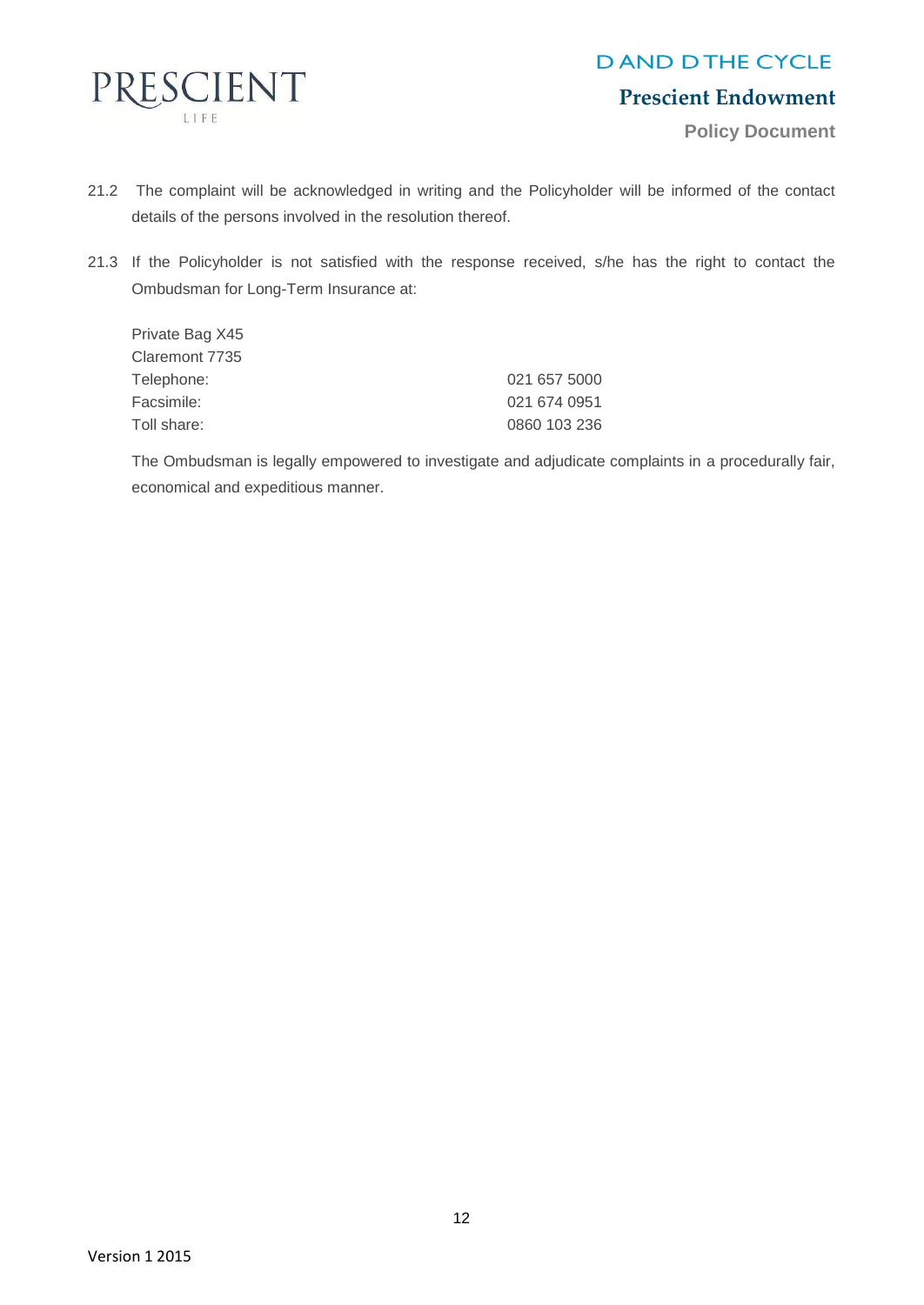21.2 The complaint will be acknowledged in writing and the Policyholder will be informed of the contact details of the persons involved in the resolution thereof.

21.3 If the Policyholder is not satisfied with the response received, s/he has the right to contact the Ombudsman for Long-Term Insurance at:

Private Bag X45
Claremont 7735

| | |
|---|---|
| Telephone: | 021 657 5000 |
| Facsimile: | 021 674 0951 |
| Toll share: | 0860 103 236 |

The Ombudsman is legally empowered to investigate and adjudicate complaints in a procedurally fair, economical and expeditious manner.